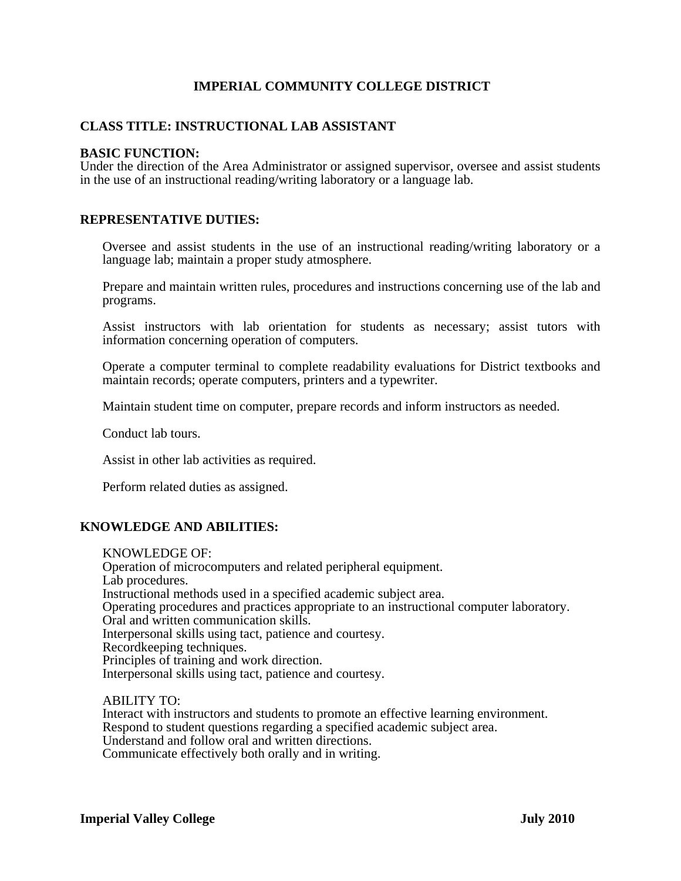# IMPERIAL COMMUNITY COLLEGE DISTRICT

## CLASS TITLE: INSTRUCTIONAL LAB ASSISTANT

**BASIC FUNCTION:**

Under the direction of the Area Administrator or assigned supervisor, oversee and assist students in the use of an instructional reading/writing laboratory or a language lab.

**REPRESENTATIVE DUTIES:**

Oversee and assist students in the use of an instructional reading/writing laboratory or a language lab; maintain a proper study atmosphere.

Prepare and maintain written rules, procedures and instructions concerning use of the lab and programs.

Assist instructors with lab orientation for students as necessary; assist tutors with information concerning operation of computers.

Operate a computer terminal to complete readability evaluations for District textbooks and maintain records; operate computers, printers and a typewriter.

Maintain student time on computer, prepare records and inform instructors as needed.

Conduct lab tours.

Assist in other lab activities as required.

Perform related duties as assigned.

**KNOWLEDGE AND ABILITIES:**

KNOWLEDGE OF:
Operation of microcomputers and related peripheral equipment.
Lab procedures.
Instructional methods used in a specified academic subject area.
Operating procedures and practices appropriate to an instructional computer laboratory.
Oral and written communication skills.
Interpersonal skills using tact, patience and courtesy.
Recordkeeping techniques.
Principles of training and work direction.
Interpersonal skills using tact, patience and courtesy.

ABILITY TO:
Interact with instructors and students to promote an effective learning environment.
Respond to student questions regarding a specified academic subject area.
Understand and follow oral and written directions.
Communicate effectively both orally and in writing.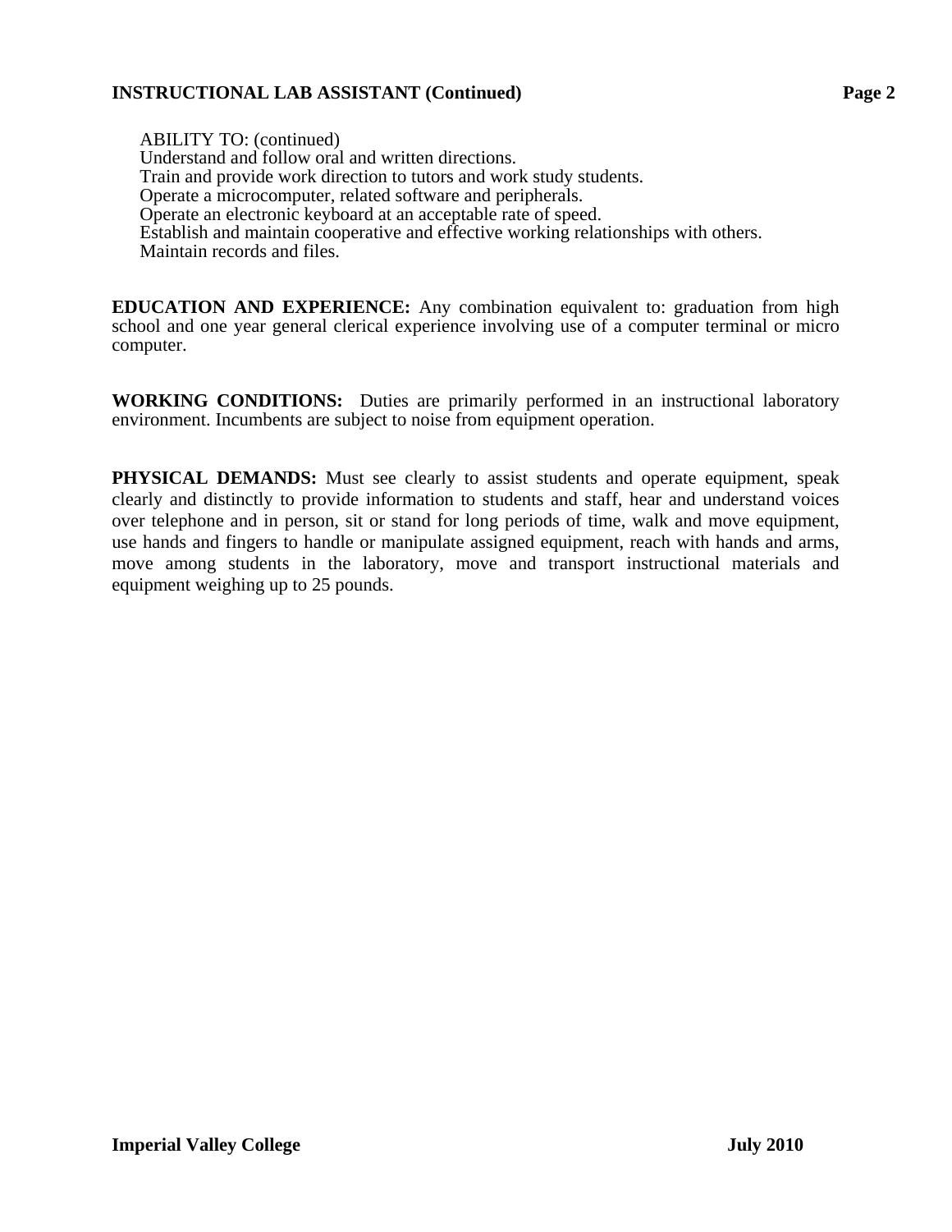ABILITY TO: (continued)
Understand and follow oral and written directions.
Train and provide work direction to tutors and work study students.
Operate a microcomputer, related software and peripherals.
Operate an electronic keyboard at an acceptable rate of speed.
Establish and maintain cooperative and effective working relationships with others.
Maintain records and files.

**EDUCATION AND EXPERIENCE:** Any combination equivalent to: graduation from high school and one year general clerical experience involving use of a computer terminal or micro computer.

**WORKING CONDITIONS:** Duties are primarily performed in an instructional laboratory environment. Incumbents are subject to noise from equipment operation.

**PHYSICAL DEMANDS:** Must see clearly to assist students and operate equipment, speak clearly and distinctly to provide information to students and staff, hear and understand voices over telephone and in person, sit or stand for long periods of time, walk and move equipment, use hands and fingers to handle or manipulate assigned equipment, reach with hands and arms, move among students in the laboratory, move and transport instructional materials and equipment weighing up to 25 pounds.